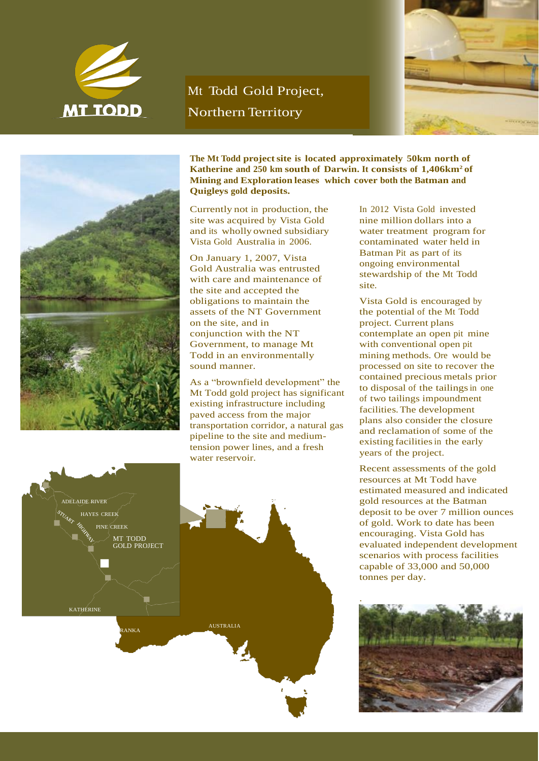# Mt Todd Gold Project, Northern Territory

**The Mt Todd project site is located approximately 50km north of Katherine and 250 km south of Darwin. It consists of 1,406km$^2$ of Mining and Exploration leases which cover both the Batman and Quigleys gold deposits.**

Currently not in production, the site was acquired by Vista Gold and its wholly owned subsidiary Vista Gold Australia in 2006.

On January 1, 2007, Vista Gold Australia was entrusted with care and maintenance of the site and accepted the obligations to maintain the assets of the NT Government on the site, and in conjunction with the NT Government, to manage Mt Todd in an environmentally sound manner.

As a "brownfield development" the Mt Todd gold project has significant existing infrastructure including paved access from the major transportation corridor, a natural gas pipeline to the site and medium-tension power lines, and a fresh water reservoir.

In 2012 Vista Gold invested nine million dollars into a water treatment program for contaminated water held in Batman Pit as part of its ongoing environmental stewardship of the Mt Todd site.

Vista Gold is encouraged by the potential of the Mt Todd project. Current plans contemplate an open pit mine with conventional open pit mining methods. Ore would be processed on site to recover the contained precious metals prior to disposal of the tailings in one of two tailings impoundment facilities. The development plans also consider the closure and reclamation of some of the existing facilities in the early years of the project.

Recent assessments of the gold resources at Mt Todd have estimated measured and indicated gold resources at the Batman deposit to be over 7 million ounces of gold. Work to date has been encouraging. Vista Gold has evaluated independent development scenarios with process facilities capable of 33,000 and 50,000 tonnes per day.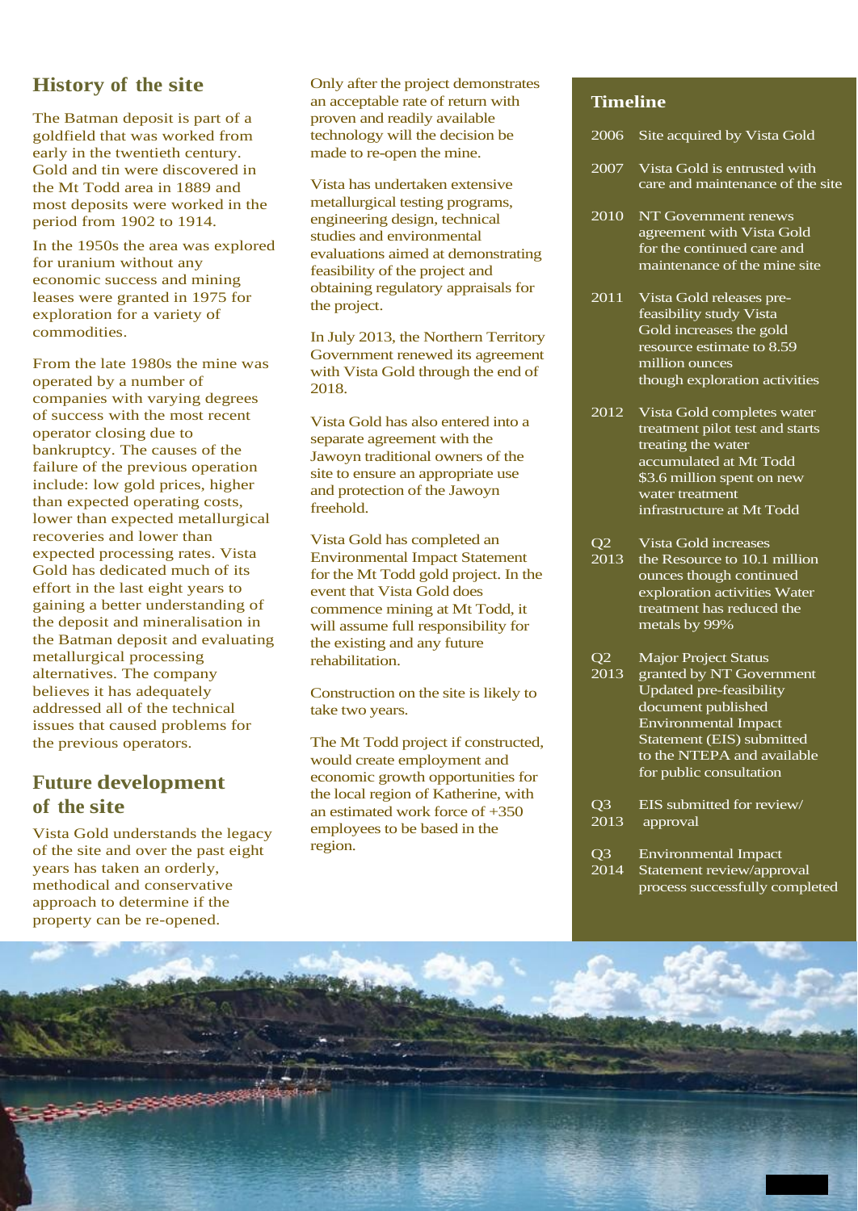## History of the site

The Batman deposit is part of a goldfield that was worked from early in the twentieth century. Gold and tin were discovered in the Mt Todd area in 1889 and most deposits were worked in the period from 1902 to 1914.

In the 1950s the area was explored for uranium without any economic success and mining leases were granted in 1975 for exploration for a variety of commodities.

From the late 1980s the mine was operated by a number of companies with varying degrees of success with the most recent operator closing due to bankruptcy. The causes of the failure of the previous operation include: low gold prices, higher than expected operating costs, lower than expected metallurgical recoveries and lower than expected processing rates. Vista Gold has dedicated much of its effort in the last eight years to gaining a better understanding of the deposit and mineralisation in the Batman deposit and evaluating metallurgical processing alternatives. The company believes it has adequately addressed all of the technical issues that caused problems for the previous operators.

## Future development of the site

Vista Gold understands the legacy of the site and over the past eight years has taken an orderly, methodical and conservative approach to determine if the property can be re-opened.

Only after the project demonstrates an acceptable rate of return with proven and readily available technology will the decision be made to re-open the mine.

Vista has undertaken extensive metallurgical testing programs, engineering design, technical studies and environmental evaluations aimed at demonstrating feasibility of the project and obtaining regulatory appraisals for the project.

In July 2013, the Northern Territory Government renewed its agreement with Vista Gold through the end of 2018.

Vista Gold has also entered into a separate agreement with the Jawoyn traditional owners of the site to ensure an appropriate use and protection of the Jawoyn freehold.

Vista Gold has completed an Environmental Impact Statement for the Mt Todd gold project. In the event that Vista Gold does commence mining at Mt Todd, it will assume full responsibility for the existing and any future rehabilitation.

Construction on the site is likely to take two years.

The Mt Todd project if constructed, would create employment and economic growth opportunities for the local region of Katherine, with an estimated work force of +350 employees to be based in the region.

## Timeline

| | |
|---|---|
| 2006 | Site acquired by Vista Gold |
| 2007 | Vista Gold is entrusted with care and maintenance of the site |
| 2010 | NT Government renews agreement with Vista Gold for the continued care and maintenance of the mine site |
| 2011 | Vista Gold releases pre-feasibility study Vista Gold increases the gold resource estimate to 8.59 million ounces though exploration activities |
| 2012 | Vista Gold completes water treatment pilot test and starts treating the water accumulated at Mt Todd $3.6 million spent on new water treatment infrastructure at Mt Todd |
| Q2 2013 | Vista Gold increases the Resource to 10.1 million ounces though continued exploration activities Water treatment has reduced the metals by 99% |
| Q2 2013 | Major Project Status granted by NT Government Updated pre-feasibility document published Environmental Impact Statement (EIS) submitted to the NTEPA and available for public consultation |
| Q3 2013 | EIS submitted for review/ approval |
| Q3 2014 | Environmental Impact Statement review/approval process successfully completed |